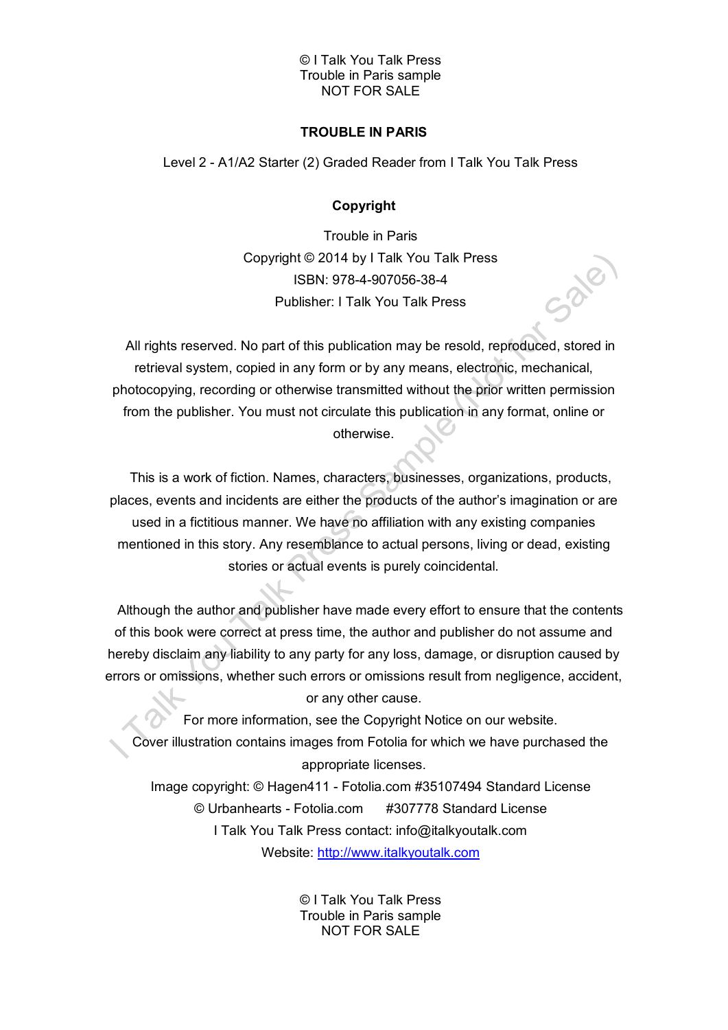# TROUBLE IN PARIS

Level 2 - A1/A2 Starter (2) Graded Reader from I Talk You Talk Press

## Copyright

Trouble in Paris
Copyright © 2014 by I Talk You Talk Press
ISBN: 978-4-907056-38-4
Publisher: I Talk You Talk Press

All rights reserved. No part of this publication may be resold, reproduced, stored in retrieval system, copied in any form or by any means, electronic, mechanical, photocopying, recording or otherwise transmitted without the prior written permission from the publisher. You must not circulate this publication in any format, online or otherwise.

This is a work of fiction. Names, characters, businesses, organizations, products, places, events and incidents are either the products of the author's imagination or are used in a fictitious manner. We have no affiliation with any existing companies mentioned in this story. Any resemblance to actual persons, living or dead, existing stories or actual events is purely coincidental.

Although the author and publisher have made every effort to ensure that the contents of this book were correct at press time, the author and publisher do not assume and hereby disclaim any liability to any party for any loss, damage, or disruption caused by errors or omissions, whether such errors or omissions result from negligence, accident, or any other cause.

For more information, see the Copyright Notice on our website.

Cover illustration contains images from Fotolia for which we have purchased the appropriate licenses.

Image copyright: © Hagen411 - Fotolia.com #35107494 Standard License
© Urbanhearts - Fotolia.com #307778 Standard License

I Talk You Talk Press contact: info@italkyoutalk.com

Website: http://www.italkyoutalk.com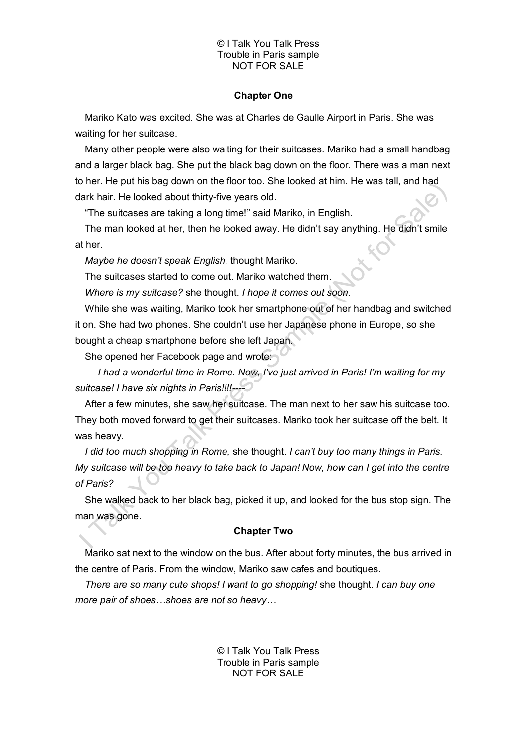**Chapter One**

Mariko Kato was excited. She was at Charles de Gaulle Airport in Paris. She was waiting for her suitcase.

Many other people were also waiting for their suitcases. Mariko had a small handbag and a larger black bag. She put the black bag down on the floor. There was a man next to her. He put his bag down on the floor too. She looked at him. He was tall, and had dark hair. He looked about thirty-five years old.

"The suitcases are taking a long time!" said Mariko, in English.

The man looked at her, then he looked away. He didn't say anything. He didn't smile at her.

*Maybe he doesn't speak English,* thought Mariko.

The suitcases started to come out. Mariko watched them.

*Where is my suitcase?* she thought. *I hope it comes out soon.*

While she was waiting, Mariko took her smartphone out of her handbag and switched it on. She had two phones. She couldn't use her Japanese phone in Europe, so she bought a cheap smartphone before she left Japan.

She opened her Facebook page and wrote:

*----I had a wonderful time in Rome. Now, I've just arrived in Paris! I'm waiting for my suitcase! I have six nights in Paris!!!!----*

After a few minutes, she saw her suitcase. The man next to her saw his suitcase too. They both moved forward to get their suitcases. Mariko took her suitcase off the belt. It was heavy.

*I did too much shopping in Rome,* she thought. *I can't buy too many things in Paris. My suitcase will be too heavy to take back to Japan! Now, how can I get into the centre of Paris?*

She walked back to her black bag, picked it up, and looked for the bus stop sign. The man was gone.

**Chapter Two**

Mariko sat next to the window on the bus. After about forty minutes, the bus arrived in the centre of Paris. From the window, Mariko saw cafes and boutiques.

*There are so many cute shops! I want to go shopping!* she thought. *I can buy one more pair of shoes…shoes are not so heavy…*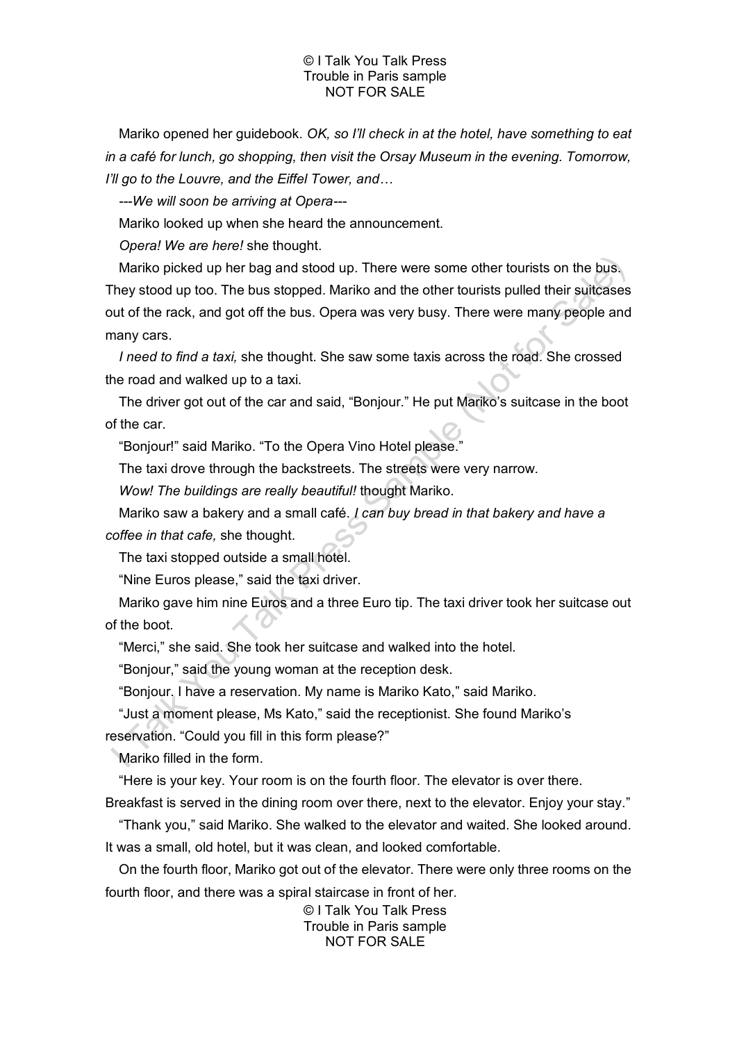Mariko opened her guidebook. *OK, so I'll check in at the hotel, have something to eat in a café for lunch, go shopping, then visit the Orsay Museum in the evening. Tomorrow, I'll go to the Louvre, and the Eiffel Tower, and…*

---*We will soon be arriving at Opera*---

Mariko looked up when she heard the announcement.

*Opera! We are here!* she thought.

Mariko picked up her bag and stood up. There were some other tourists on the bus. They stood up too. The bus stopped. Mariko and the other tourists pulled their suitcases out of the rack, and got off the bus. Opera was very busy. There were many people and many cars.

*I need to find a taxi,* she thought. She saw some taxis across the road. She crossed the road and walked up to a taxi.

The driver got out of the car and said, "Bonjour." He put Mariko's suitcase in the boot of the car.

"Bonjour!" said Mariko. "To the Opera Vino Hotel please."

The taxi drove through the backstreets. The streets were very narrow.

*Wow! The buildings are really beautiful!* thought Mariko.

Mariko saw a bakery and a small café. *I can buy bread in that bakery and have a coffee in that cafe,* she thought.

The taxi stopped outside a small hotel.

"Nine Euros please," said the taxi driver.

Mariko gave him nine Euros and a three Euro tip. The taxi driver took her suitcase out of the boot.

"Merci," she said. She took her suitcase and walked into the hotel.

"Bonjour," said the young woman at the reception desk.

"Bonjour. I have a reservation. My name is Mariko Kato," said Mariko.

"Just a moment please, Ms Kato," said the receptionist. She found Mariko's reservation. "Could you fill in this form please?"

Mariko filled in the form.

"Here is your key. Your room is on the fourth floor. The elevator is over there. Breakfast is served in the dining room over there, next to the elevator. Enjoy your stay."

"Thank you," said Mariko. She walked to the elevator and waited. She looked around. It was a small, old hotel, but it was clean, and looked comfortable.

On the fourth floor, Mariko got out of the elevator. There were only three rooms on the fourth floor, and there was a spiral staircase in front of her.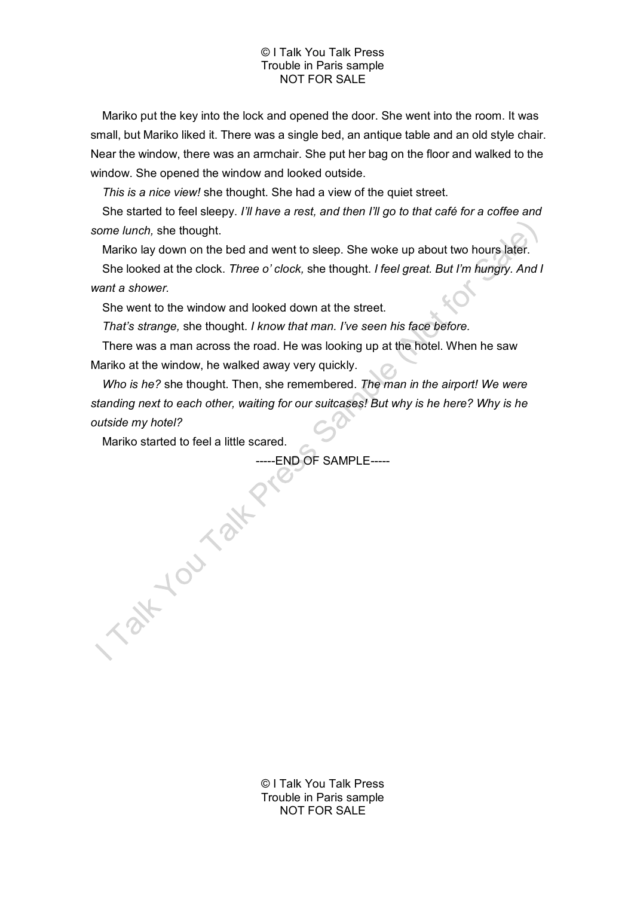Mariko put the key into the lock and opened the door. She went into the room. It was small, but Mariko liked it. There was a single bed, an antique table and an old style chair. Near the window, there was an armchair. She put her bag on the floor and walked to the window. She opened the window and looked outside.

*This is a nice view!* she thought. She had a view of the quiet street.

She started to feel sleepy. *I'll have a rest, and then I'll go to that café for a coffee and some lunch,* she thought.

Mariko lay down on the bed and went to sleep. She woke up about two hours later.

She looked at the clock. *Three o' clock,* she thought. *I feel great. But I'm hungry. And I want a shower.*

She went to the window and looked down at the street.

*That's strange,* she thought. *I know that man. I've seen his face before.*

There was a man across the road. He was looking up at the hotel. When he saw Mariko at the window, he walked away very quickly.

*Who is he?* she thought. Then, she remembered. *The man in the airport! We were standing next to each other, waiting for our suitcases! But why is he here? Why is he outside my hotel?*

Mariko started to feel a little scared.

-----END OF SAMPLE-----